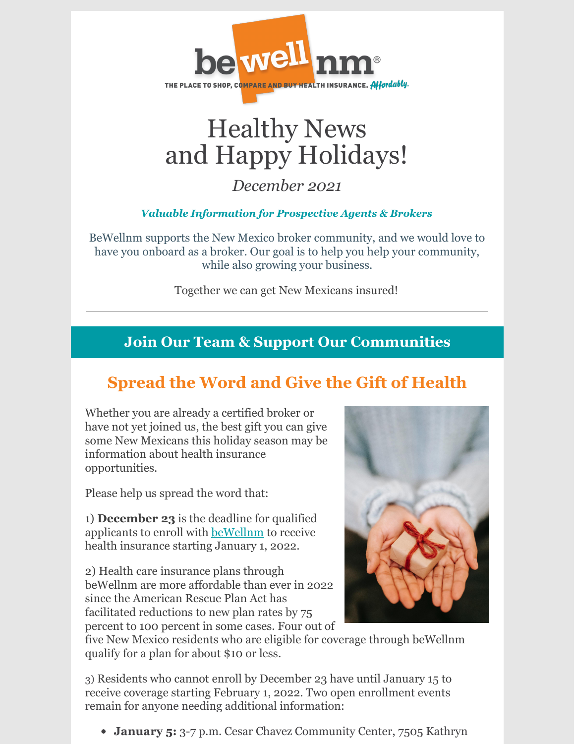beWellnm®

THE PLACE TO SHOP, COMPARE AND BUY HEALTH INSURANCE. *Affordably.*

# Healthy News and Happy Holidays!

*December 2021*

***Valuable Information for Prospective Agents & Brokers***

BeWellnm supports the New Mexico broker community, and we would love to have you onboard as a broker. Our goal is to help you help your community, while also growing your business.

Together we can get New Mexicans insured!

---

## Join Our Team & Support Our Communities

### Spread the Word and Give the Gift of Health

Whether you are already a certified broker or have not yet joined us, the best gift you can give some New Mexicans this holiday season may be information about health insurance opportunities.

Please help us spread the word that:

1) **December 23** is the deadline for qualified applicants to enroll with beWellnm to receive health insurance starting January 1, 2022.

2) Health care insurance plans through beWellnm are more affordable than ever in 2022 since the American Rescue Plan Act has facilitated reductions to new plan rates by 75 percent to 100 percent in some cases. Four out of five New Mexico residents who are eligible for coverage through beWellnm qualify for a plan for about $10 or less.

3) Residents who cannot enroll by December 23 have until January 15 to receive coverage starting February 1, 2022. Two open enrollment events remain for anyone needing additional information:

- **January 5:** 3-7 p.m. Cesar Chavez Community Center, 7505 Kathryn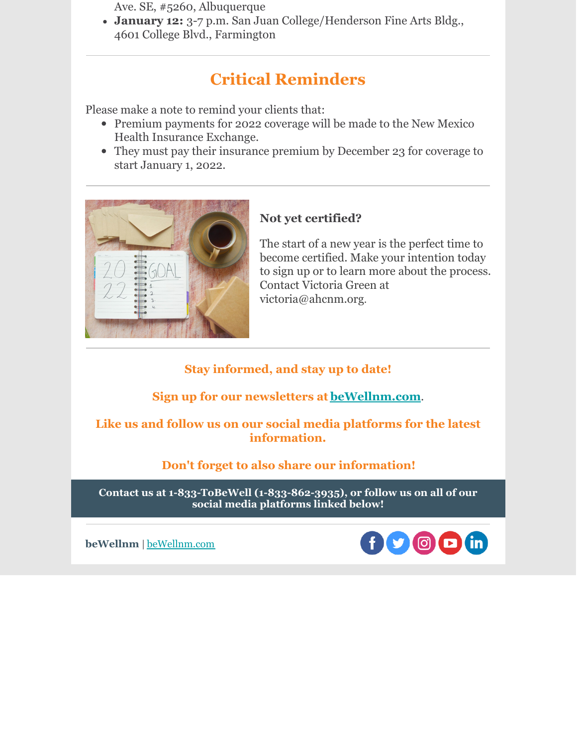Ave. SE, #5260, Albuquerque

- **January 12:** 3-7 p.m. San Juan College/Henderson Fine Arts Bldg., 4601 College Blvd., Farmington

## Critical Reminders

Please make a note to remind your clients that:

- Premium payments for 2022 coverage will be made to the New Mexico Health Insurance Exchange.
- They must pay their insurance premium by December 23 for coverage to start January 1, 2022.

**Not yet certified?**

The start of a new year is the perfect time to become certified. Make your intention today to sign up or to learn more about the process. Contact Victoria Green at victoria@ahcnm.org.

**Stay informed, and stay up to date!**

**Sign up for our newsletters at beWellnm.com.**

**Like us and follow us on our social media platforms for the latest information.**

**Don't forget to also share our information!**

**Contact us at 1-833-ToBeWell (1-833-862-3935), or follow us on all of our social media platforms linked below!**

**beWellnm** | beWellnm.com